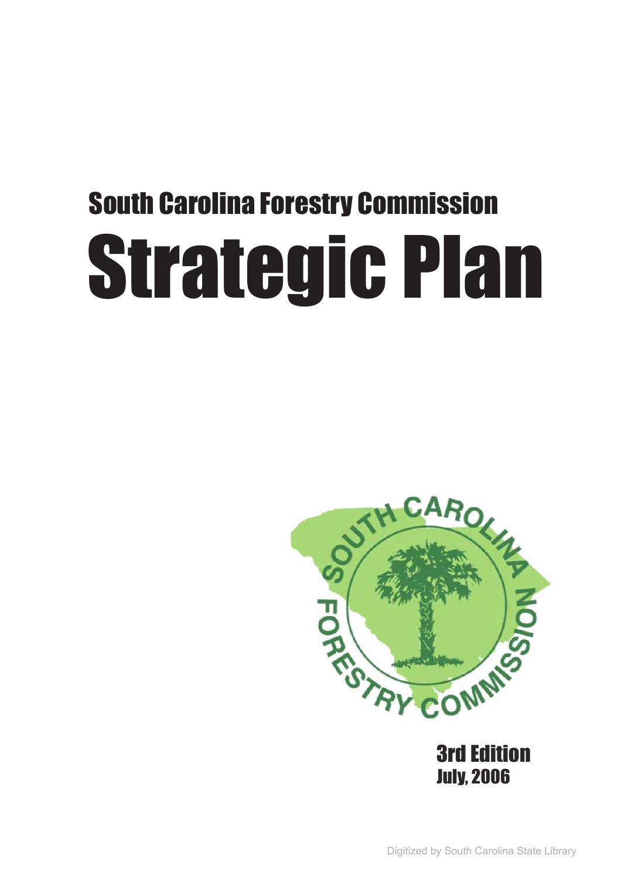South Carolina Forestry Commission

# Strategic Plan

3rd Edition
July, 2006

Digitized by South Carolina State Library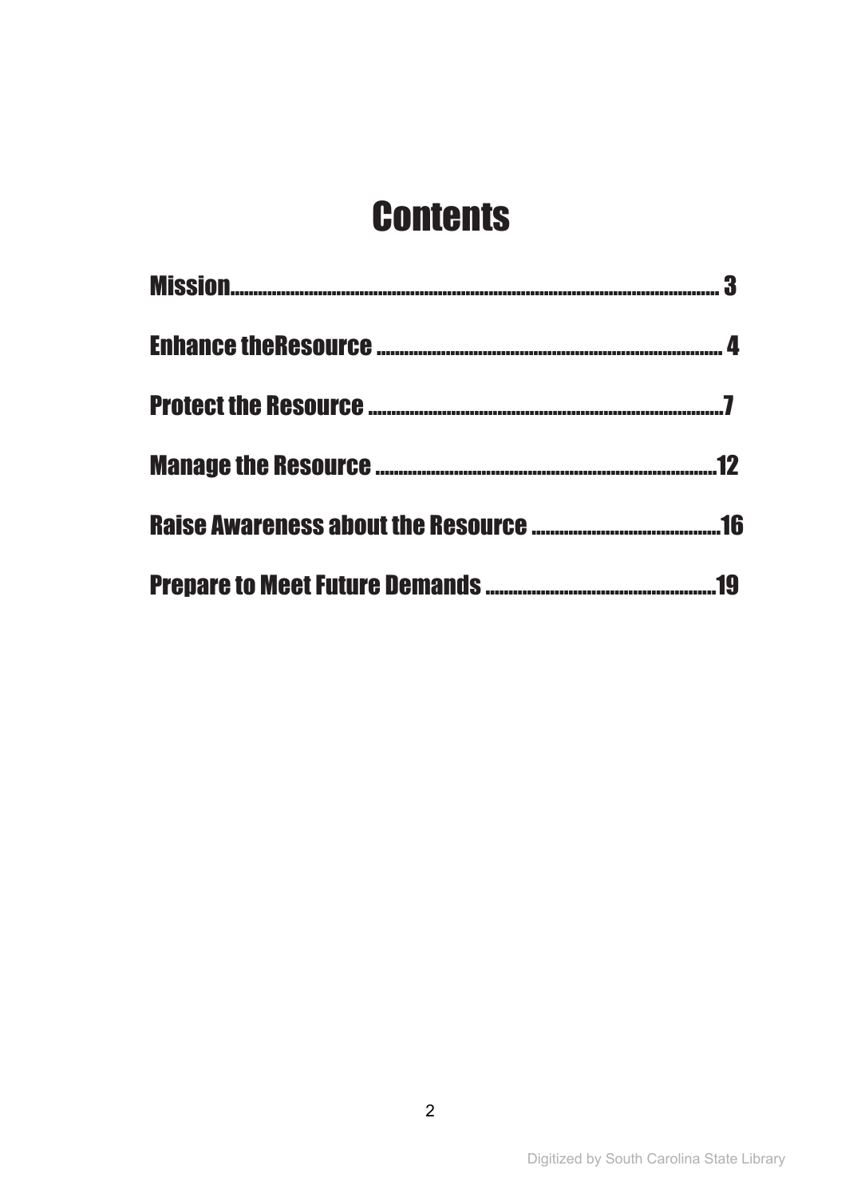# Contents

Mission.................................................................................................... 3

Enhance theResource ........................................................................... 4

Protect the Resource .............................................................................7

Manage the Resource ..........................................................................12

Raise Awareness about the Resource ..........................................16

Prepare to Meet Future Demands ...................................................19

Digitized by South Carolina State Library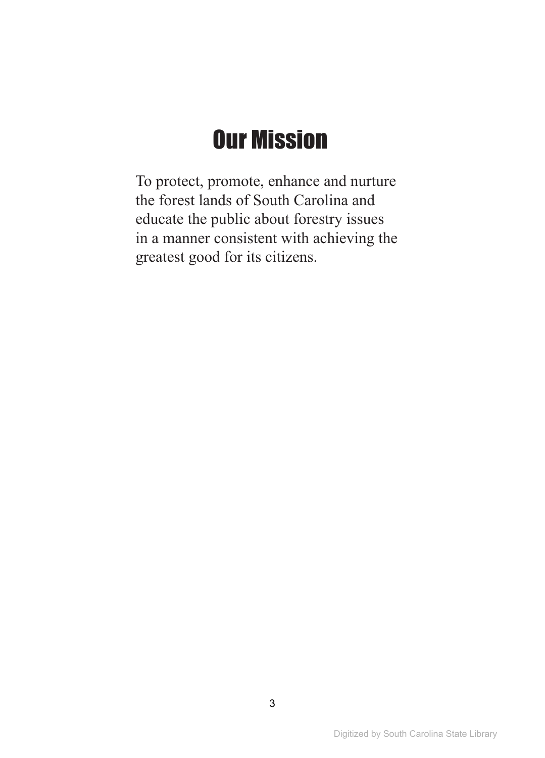# Our Mission

To protect, promote, enhance and nurture the forest lands of South Carolina and educate the public about forestry issues in a manner consistent with achieving the greatest good for its citizens.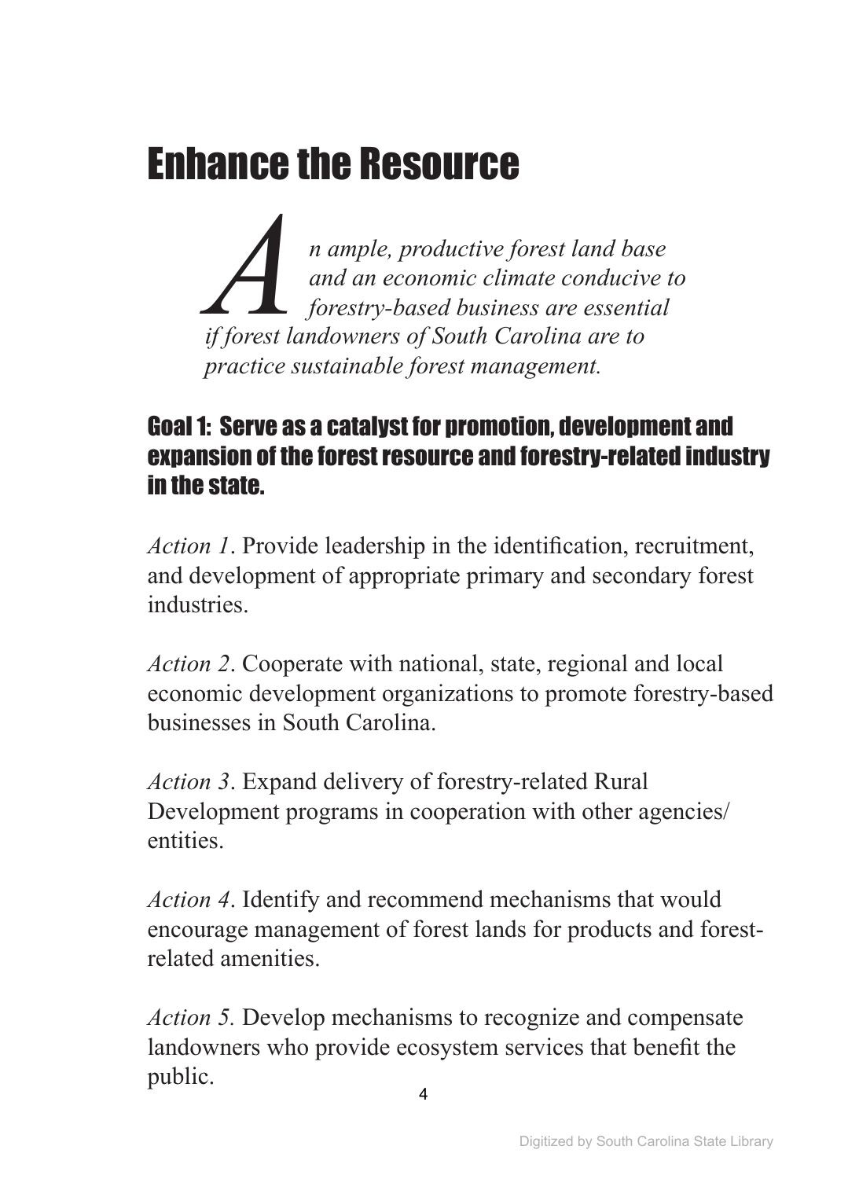# Enhance the Resource

*An ample, productive forest land base and an economic climate conducive to forestry-based business are essential if forest landowners of South Carolina are to practice sustainable forest management.*

## Goal 1: Serve as a catalyst for promotion, development and expansion of the forest resource and forestry-related industry in the state.

*Action 1*. Provide leadership in the identification, recruitment, and development of appropriate primary and secondary forest industries.

*Action 2*. Cooperate with national, state, regional and local economic development organizations to promote forestry-based businesses in South Carolina.

*Action 3*. Expand delivery of forestry-related Rural Development programs in cooperation with other agencies/entities.

*Action 4*. Identify and recommend mechanisms that would encourage management of forest lands for products and forest-related amenities.

*Action 5.* Develop mechanisms to recognize and compensate landowners who provide ecosystem services that benefit the public.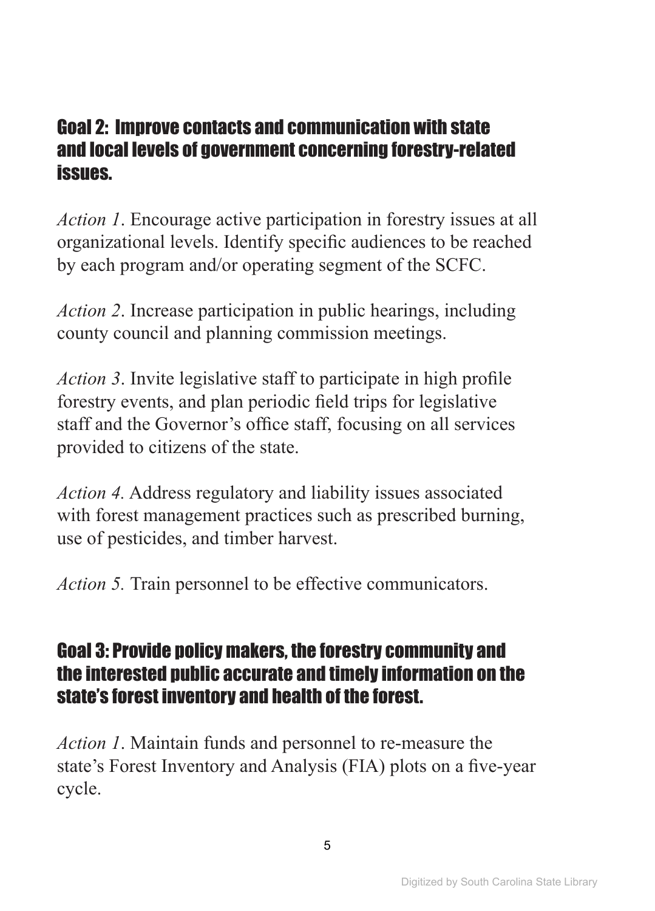## Goal 2: Improve contacts and communication with state and local levels of government concerning forestry-related issues.

*Action 1*. Encourage active participation in forestry issues at all organizational levels. Identify specific audiences to be reached by each program and/or operating segment of the SCFC.

*Action 2*. Increase participation in public hearings, including county council and planning commission meetings.

*Action 3*. Invite legislative staff to participate in high profile forestry events, and plan periodic field trips for legislative staff and the Governor's office staff, focusing on all services provided to citizens of the state.

*Action 4.* Address regulatory and liability issues associated with forest management practices such as prescribed burning, use of pesticides, and timber harvest.

*Action 5.* Train personnel to be effective communicators.

## Goal 3: Provide policy makers, the forestry community and the interested public accurate and timely information on the state's forest inventory and health of the forest.

*Action 1*. Maintain funds and personnel to re-measure the state's Forest Inventory and Analysis (FIA) plots on a five-year cycle.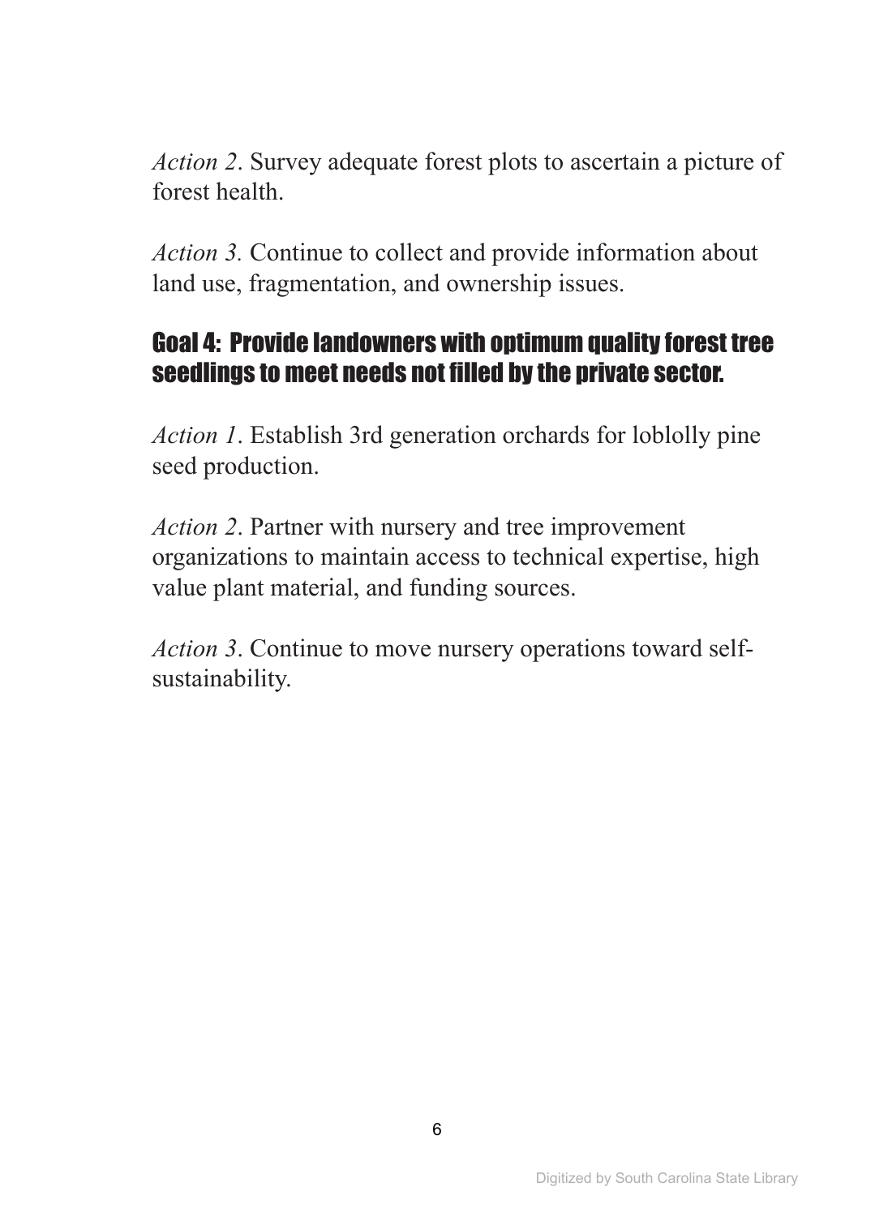*Action 2*. Survey adequate forest plots to ascertain a picture of forest health.

*Action 3.* Continue to collect and provide information about land use, fragmentation, and ownership issues.

## Goal 4: Provide landowners with optimum quality forest tree seedlings to meet needs not filled by the private sector.

*Action 1*. Establish 3rd generation orchards for loblolly pine seed production.

*Action 2*. Partner with nursery and tree improvement organizations to maintain access to technical expertise, high value plant material, and funding sources.

*Action 3*. Continue to move nursery operations toward self-sustainability.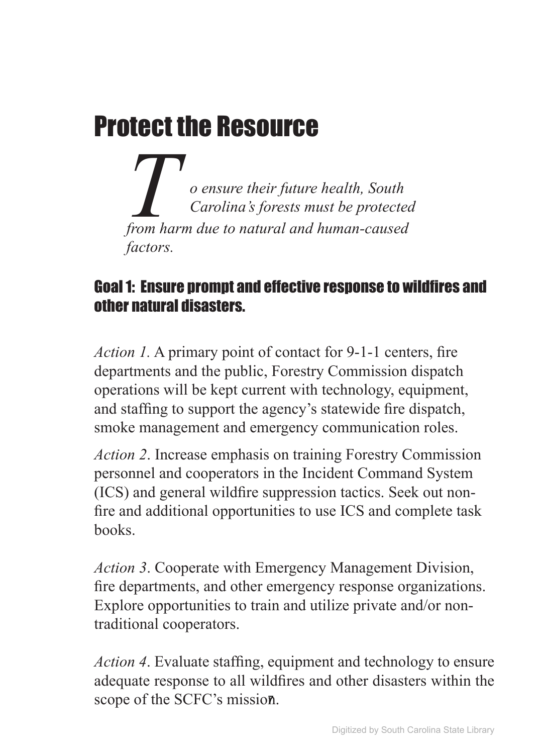# Protect the Resource

*To ensure their future health, South Carolina's forests must be protected from harm due to natural and human-caused factors.*

## Goal 1: Ensure prompt and effective response to wildfires and other natural disasters.

*Action 1.* A primary point of contact for 9-1-1 centers, fire departments and the public, Forestry Commission dispatch operations will be kept current with technology, equipment, and staffing to support the agency's statewide fire dispatch, smoke management and emergency communication roles.

*Action 2*. Increase emphasis on training Forestry Commission personnel and cooperators in the Incident Command System (ICS) and general wildfire suppression tactics. Seek out non-fire and additional opportunities to use ICS and complete task books.

*Action 3*. Cooperate with Emergency Management Division, fire departments, and other emergency response organizations. Explore opportunities to train and utilize private and/or non-traditional cooperators.

*Action 4*. Evaluate staffing, equipment and technology to ensure adequate response to all wildfires and other disasters within the scope of the SCFC's mission.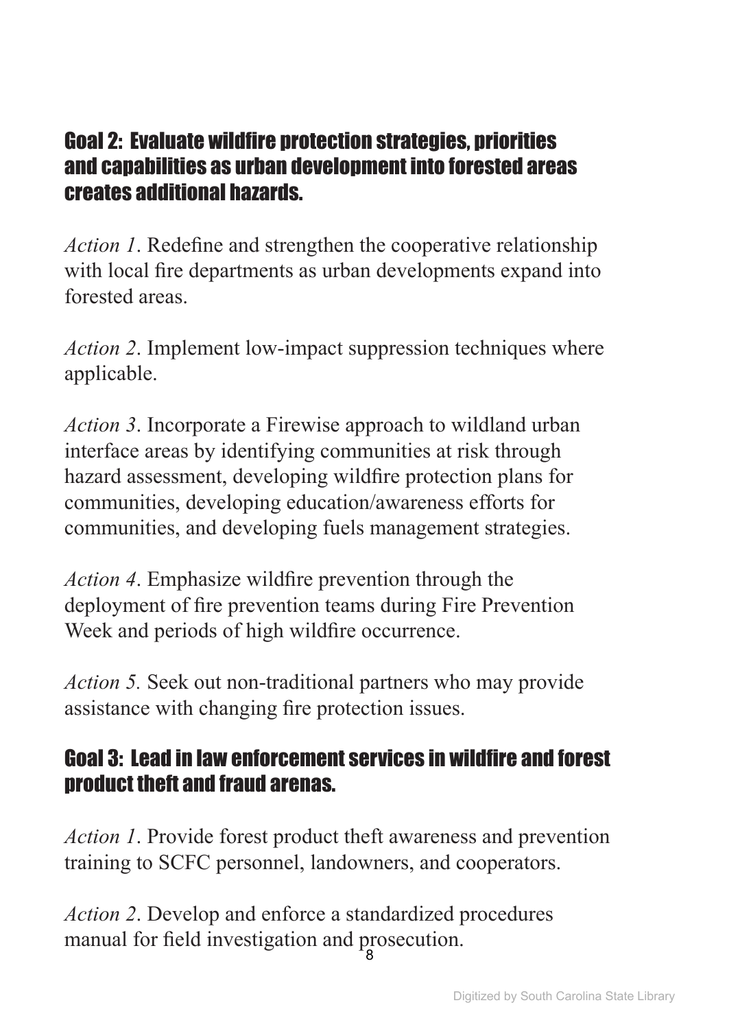## Goal 2: Evaluate wildfire protection strategies, priorities and capabilities as urban development into forested areas creates additional hazards.

*Action 1*. Redefine and strengthen the cooperative relationship with local fire departments as urban developments expand into forested areas.

*Action 2*. Implement low-impact suppression techniques where applicable.

*Action 3*. Incorporate a Firewise approach to wildland urban interface areas by identifying communities at risk through hazard assessment, developing wildfire protection plans for communities, developing education/awareness efforts for communities, and developing fuels management strategies.

*Action 4*. Emphasize wildfire prevention through the deployment of fire prevention teams during Fire Prevention Week and periods of high wildfire occurrence.

*Action 5.* Seek out non-traditional partners who may provide assistance with changing fire protection issues.

## Goal 3: Lead in law enforcement services in wildfire and forest product theft and fraud arenas.

*Action 1*. Provide forest product theft awareness and prevention training to SCFC personnel, landowners, and cooperators.

*Action 2*. Develop and enforce a standardized procedures manual for field investigation and prosecution.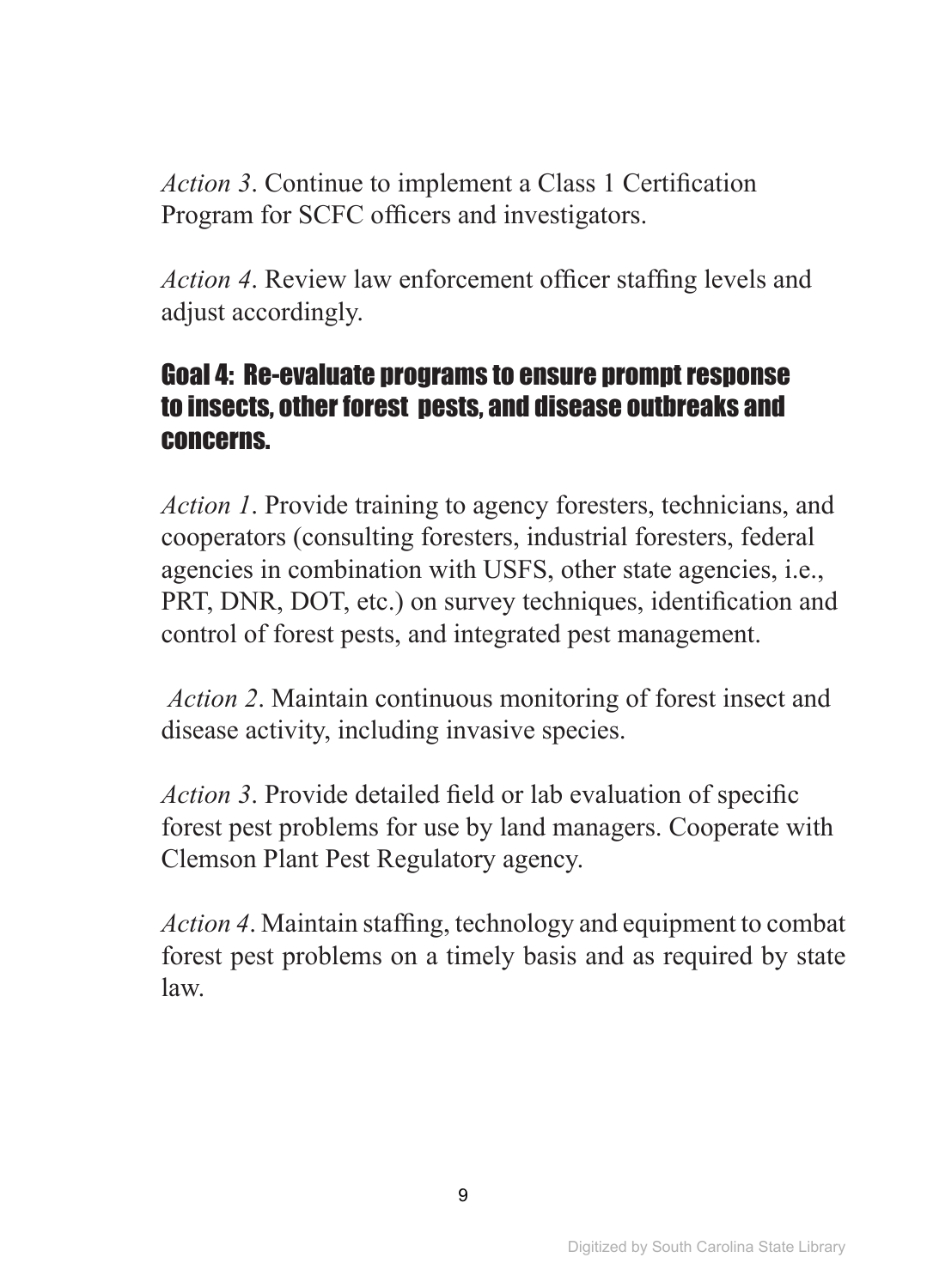*Action 3*. Continue to implement a Class 1 Certification Program for SCFC officers and investigators.

*Action 4*. Review law enforcement officer staffing levels and adjust accordingly.

## Goal 4: Re-evaluate programs to ensure prompt response to insects, other forest pests, and disease outbreaks and concerns.

*Action 1*. Provide training to agency foresters, technicians, and cooperators (consulting foresters, industrial foresters, federal agencies in combination with USFS, other state agencies, i.e., PRT, DNR, DOT, etc.) on survey techniques, identification and control of forest pests, and integrated pest management.

*Action 2*. Maintain continuous monitoring of forest insect and disease activity, including invasive species.

*Action 3*. Provide detailed field or lab evaluation of specific forest pest problems for use by land managers. Cooperate with Clemson Plant Pest Regulatory agency.

*Action 4*. Maintain staffing, technology and equipment to combat forest pest problems on a timely basis and as required by state law.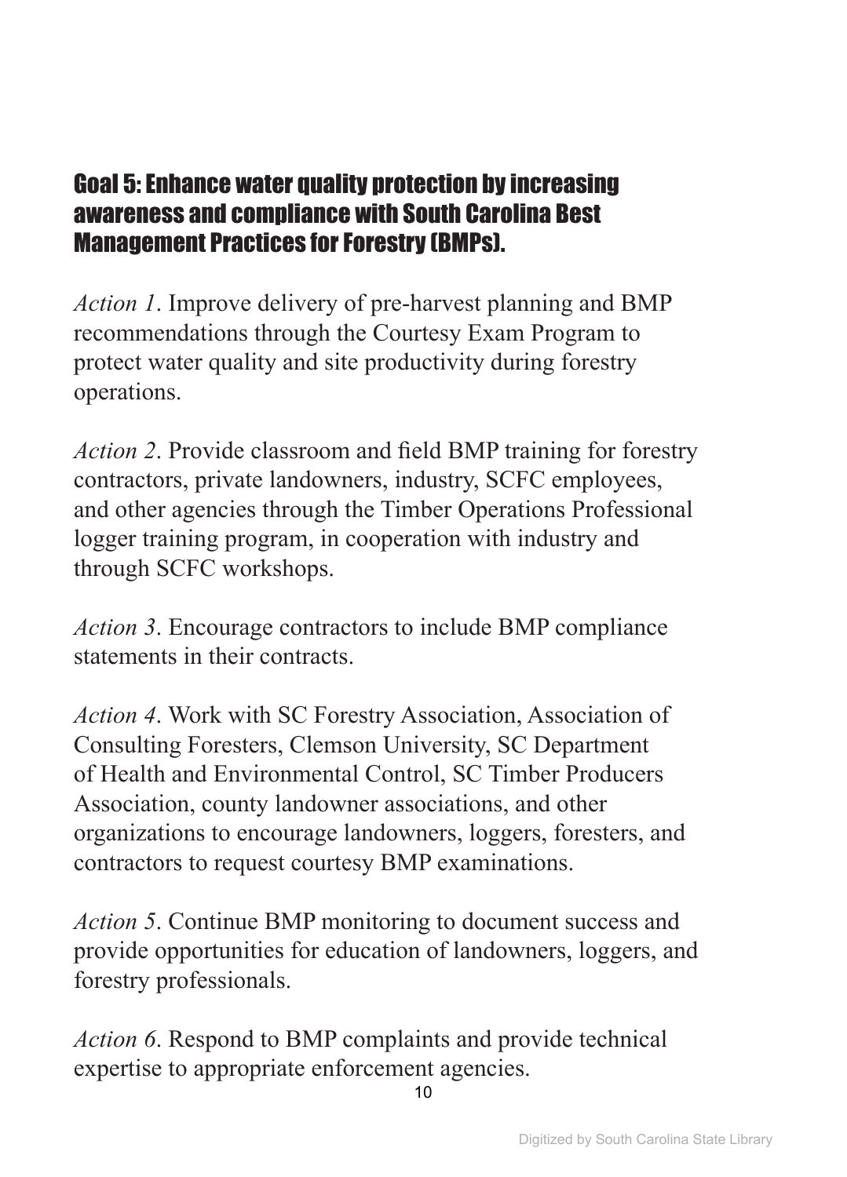## Goal 5: Enhance water quality protection by increasing awareness and compliance with South Carolina Best Management Practices for Forestry (BMPs).

*Action 1*. Improve delivery of pre-harvest planning and BMP recommendations through the Courtesy Exam Program to protect water quality and site productivity during forestry operations.

*Action 2*. Provide classroom and field BMP training for forestry contractors, private landowners, industry, SCFC employees, and other agencies through the Timber Operations Professional logger training program, in cooperation with industry and through SCFC workshops.

*Action 3*. Encourage contractors to include BMP compliance statements in their contracts.

*Action 4*. Work with SC Forestry Association, Association of Consulting Foresters, Clemson University, SC Department of Health and Environmental Control, SC Timber Producers Association, county landowner associations, and other organizations to encourage landowners, loggers, foresters, and contractors to request courtesy BMP examinations.

*Action 5*. Continue BMP monitoring to document success and provide opportunities for education of landowners, loggers, and forestry professionals.

*Action 6*. Respond to BMP complaints and provide technical expertise to appropriate enforcement agencies.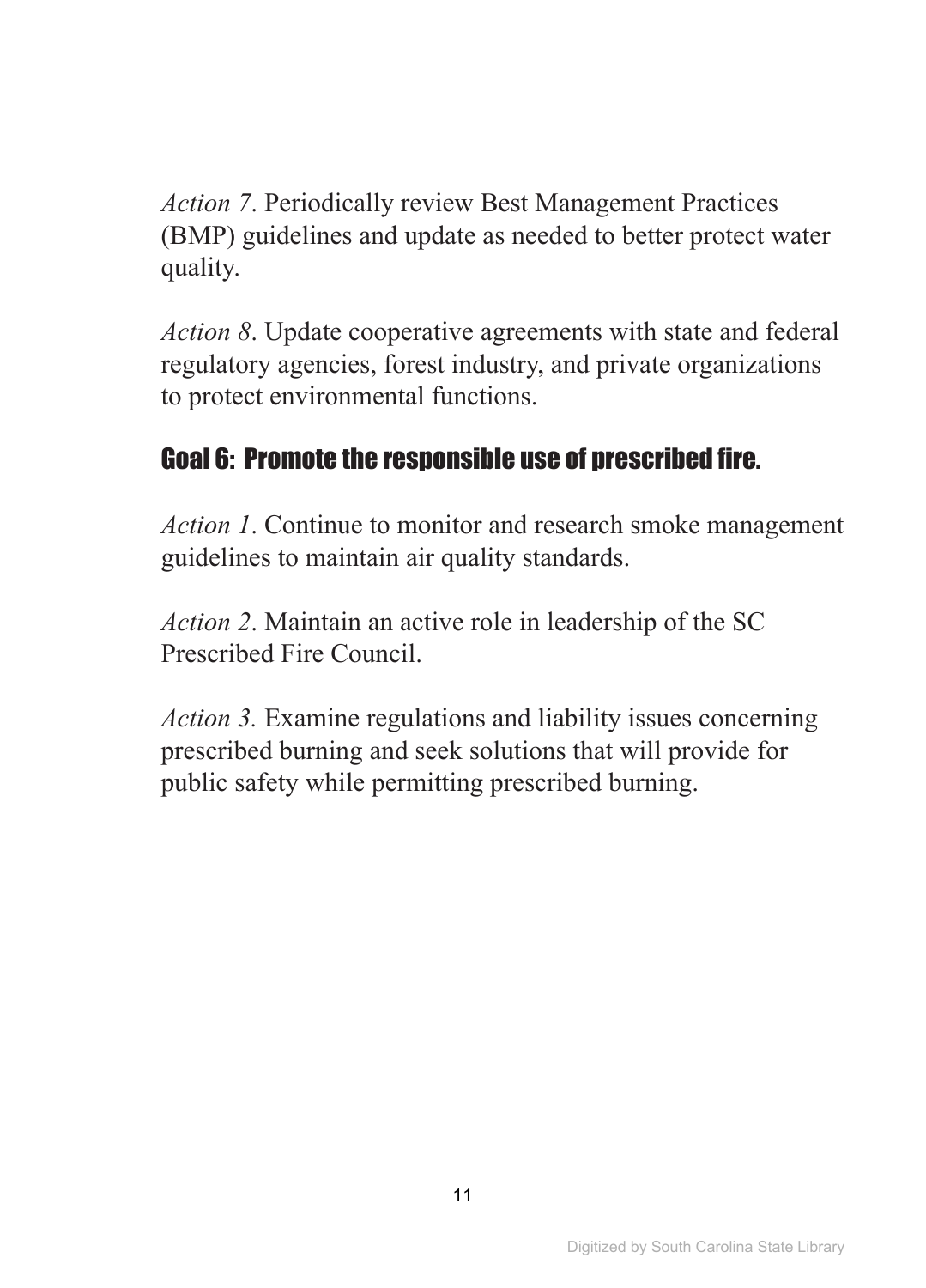*Action 7*. Periodically review Best Management Practices (BMP) guidelines and update as needed to better protect water quality.

*Action 8*. Update cooperative agreements with state and federal regulatory agencies, forest industry, and private organizations to protect environmental functions.

## Goal 6: Promote the responsible use of prescribed fire.

*Action 1*. Continue to monitor and research smoke management guidelines to maintain air quality standards.

*Action 2*. Maintain an active role in leadership of the SC Prescribed Fire Council.

*Action 3.* Examine regulations and liability issues concerning prescribed burning and seek solutions that will provide for public safety while permitting prescribed burning.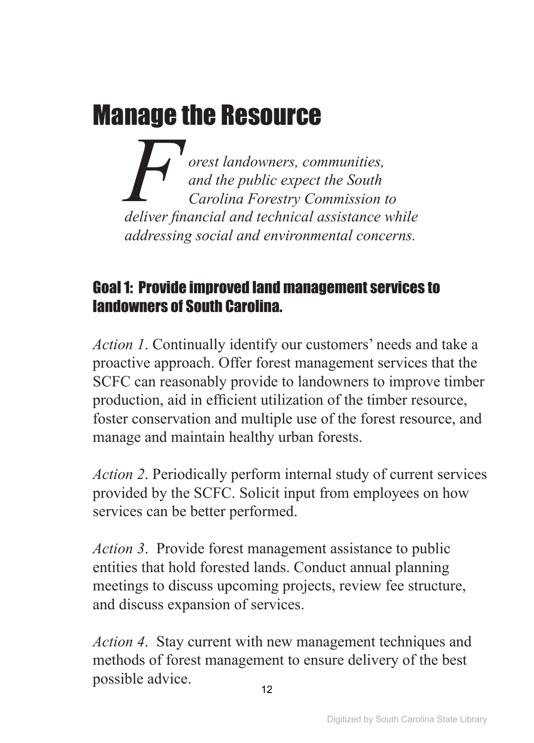# Manage the Resource

*Forest landowners, communities, and the public expect the South Carolina Forestry Commission to deliver financial and technical assistance while addressing social and environmental concerns.*

## Goal 1: Provide improved land management services to landowners of South Carolina.

*Action 1*. Continually identify our customers' needs and take a proactive approach. Offer forest management services that the SCFC can reasonably provide to landowners to improve timber production, aid in efficient utilization of the timber resource, foster conservation and multiple use of the forest resource, and manage and maintain healthy urban forests.

*Action 2*. Periodically perform internal study of current services provided by the SCFC. Solicit input from employees on how services can be better performed.

*Action 3*. Provide forest management assistance to public entities that hold forested lands. Conduct annual planning meetings to discuss upcoming projects, review fee structure, and discuss expansion of services.

*Action 4*. Stay current with new management techniques and methods of forest management to ensure delivery of the best possible advice.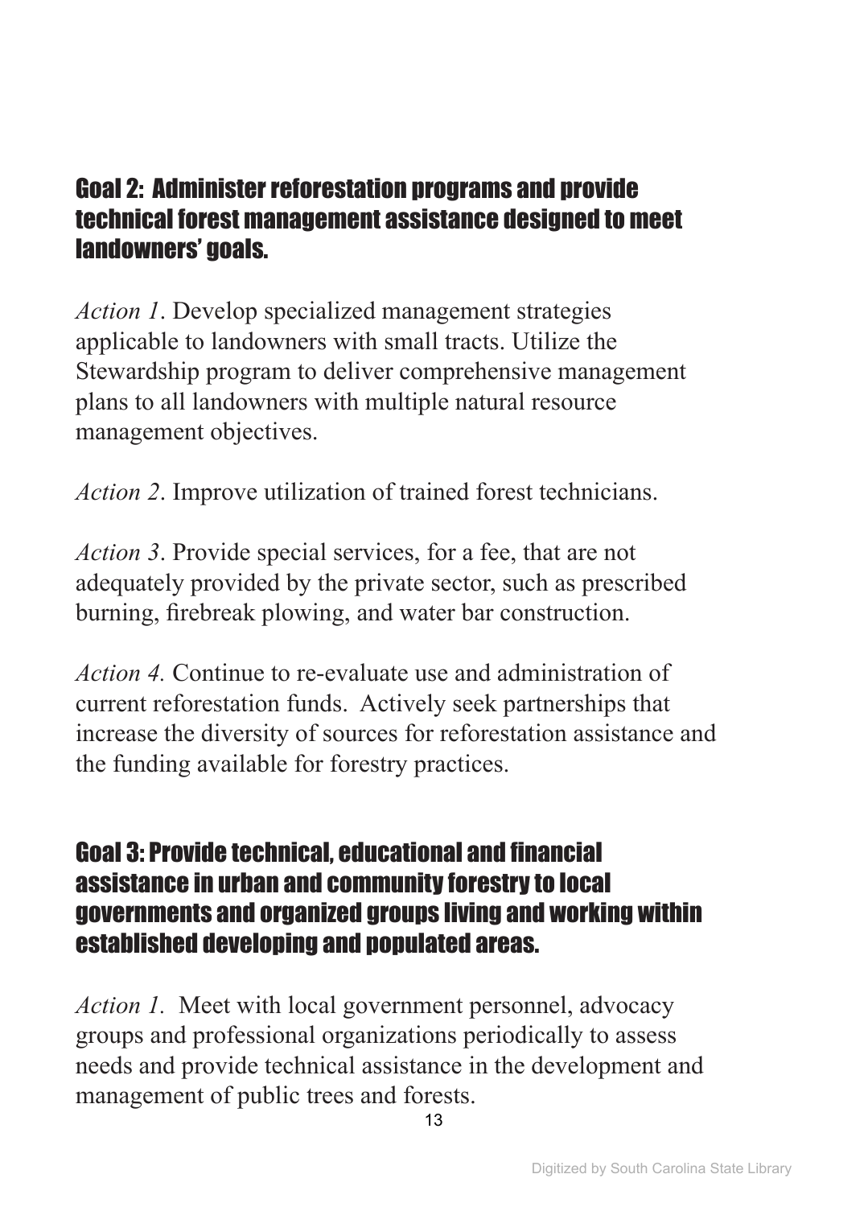## Goal 2: Administer reforestation programs and provide technical forest management assistance designed to meet landowners' goals.

*Action 1*. Develop specialized management strategies applicable to landowners with small tracts. Utilize the Stewardship program to deliver comprehensive management plans to all landowners with multiple natural resource management objectives.

*Action 2*. Improve utilization of trained forest technicians.

*Action 3*. Provide special services, for a fee, that are not adequately provided by the private sector, such as prescribed burning, firebreak plowing, and water bar construction.

*Action 4.* Continue to re-evaluate use and administration of current reforestation funds. Actively seek partnerships that increase the diversity of sources for reforestation assistance and the funding available for forestry practices.

## Goal 3: Provide technical, educational and financial assistance in urban and community forestry to local governments and organized groups living and working within established developing and populated areas.

*Action 1.* Meet with local government personnel, advocacy groups and professional organizations periodically to assess needs and provide technical assistance in the development and management of public trees and forests.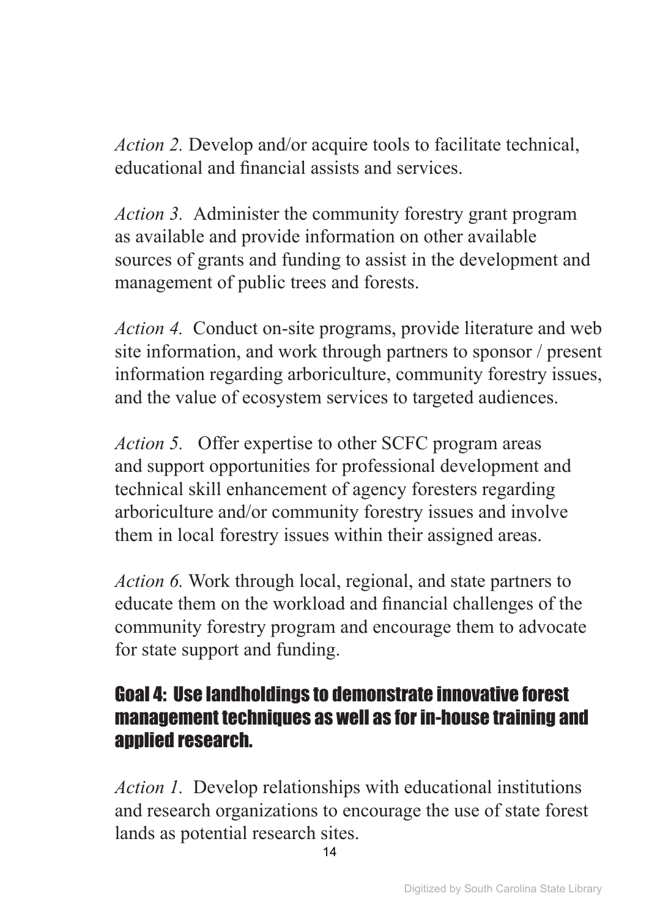*Action 2.* Develop and/or acquire tools to facilitate technical, educational and financial assists and services.

*Action 3.* Administer the community forestry grant program as available and provide information on other available sources of grants and funding to assist in the development and management of public trees and forests.

*Action 4.* Conduct on-site programs, provide literature and web site information, and work through partners to sponsor / present information regarding arboriculture, community forestry issues, and the value of ecosystem services to targeted audiences.

*Action 5.* Offer expertise to other SCFC program areas and support opportunities for professional development and technical skill enhancement of agency foresters regarding arboriculture and/or community forestry issues and involve them in local forestry issues within their assigned areas.

*Action 6.* Work through local, regional, and state partners to educate them on the workload and financial challenges of the community forestry program and encourage them to advocate for state support and funding.

## Goal 4: Use landholdings to demonstrate innovative forest management techniques as well as for in-house training and applied research.

*Action 1.* Develop relationships with educational institutions and research organizations to encourage the use of state forest lands as potential research sites.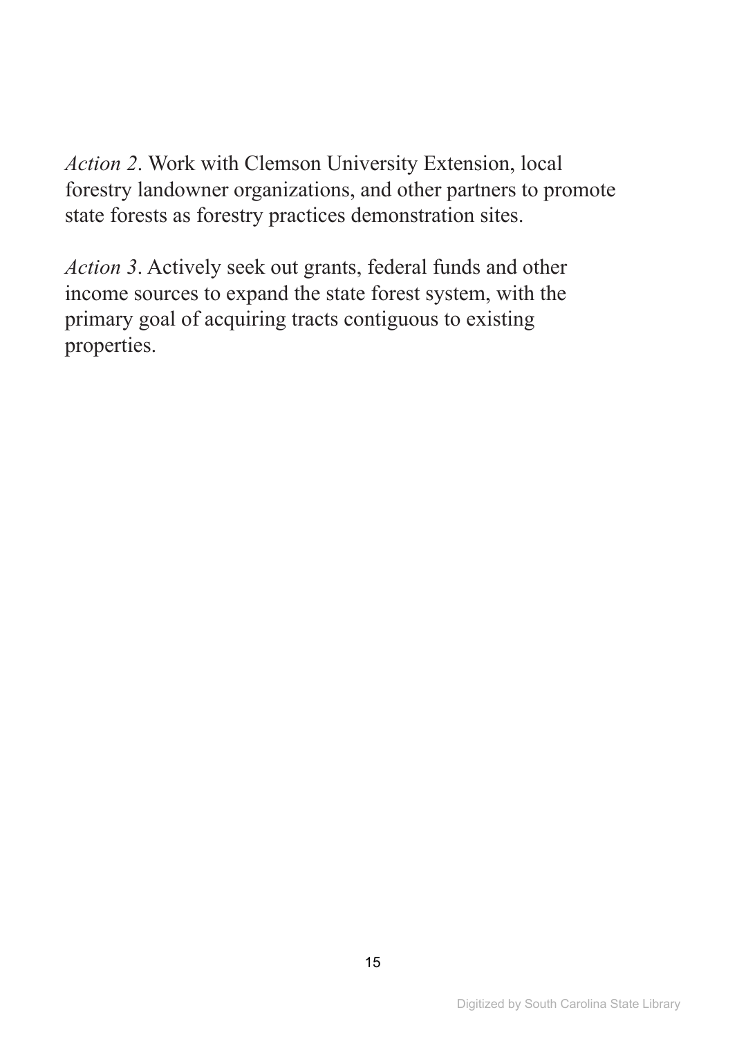*Action 2*. Work with Clemson University Extension, local forestry landowner organizations, and other partners to promote state forests as forestry practices demonstration sites.

*Action 3*. Actively seek out grants, federal funds and other income sources to expand the state forest system, with the primary goal of acquiring tracts contiguous to existing properties.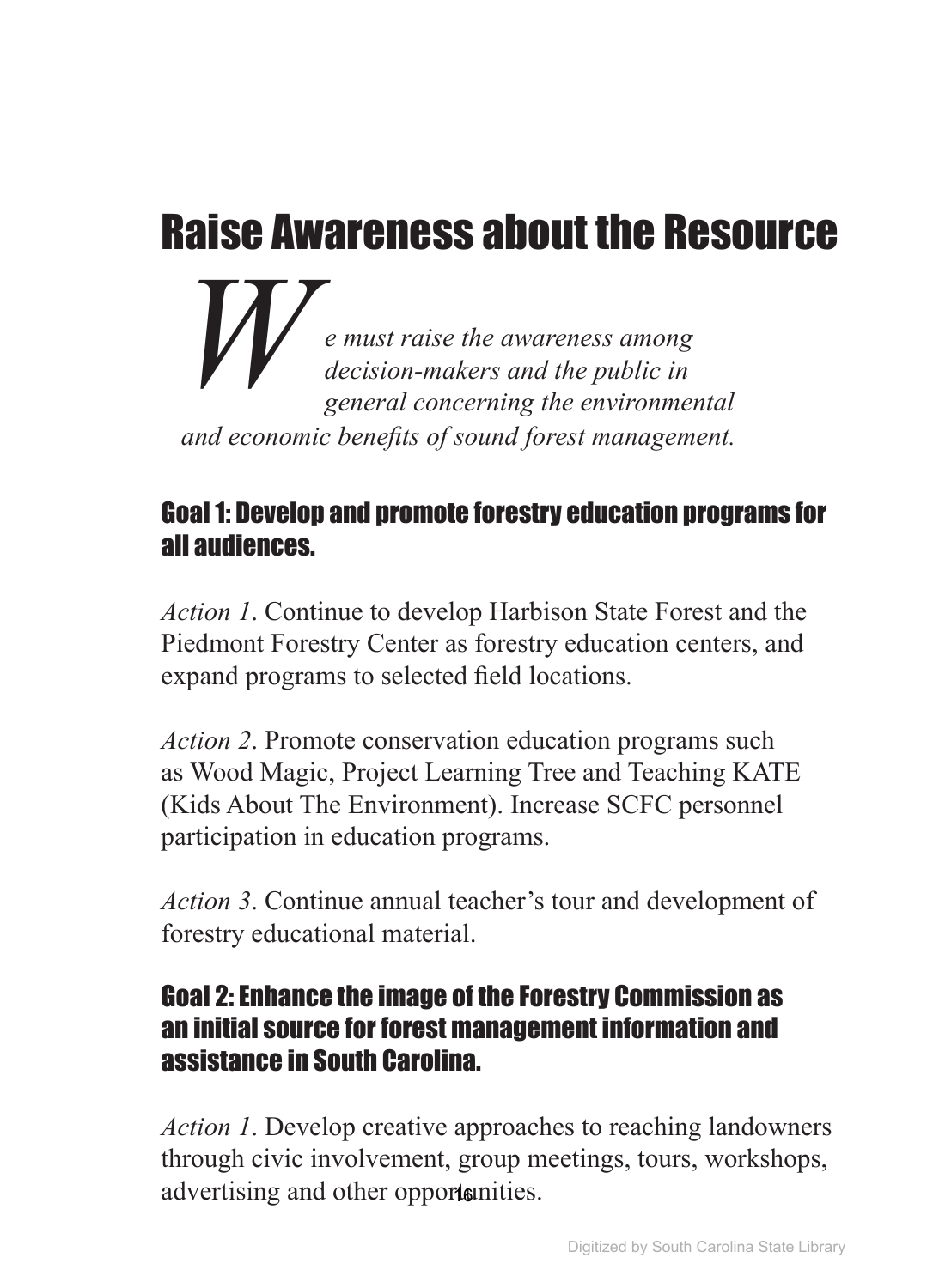# Raise Awareness about the Resource

*We must raise the awareness among decision-makers and the public in general concerning the environmental and economic benefits of sound forest management.*

## Goal 1: Develop and promote forestry education programs for all audiences.

*Action 1*. Continue to develop Harbison State Forest and the Piedmont Forestry Center as forestry education centers, and expand programs to selected field locations.

*Action 2*. Promote conservation education programs such as Wood Magic, Project Learning Tree and Teaching KATE (Kids About The Environment). Increase SCFC personnel participation in education programs.

*Action 3*. Continue annual teacher's tour and development of forestry educational material.

## Goal 2: Enhance the image of the Forestry Commission as an initial source for forest management information and assistance in South Carolina.

*Action 1*. Develop creative approaches to reaching landowners through civic involvement, group meetings, tours, workshops, advertising and other opportunities.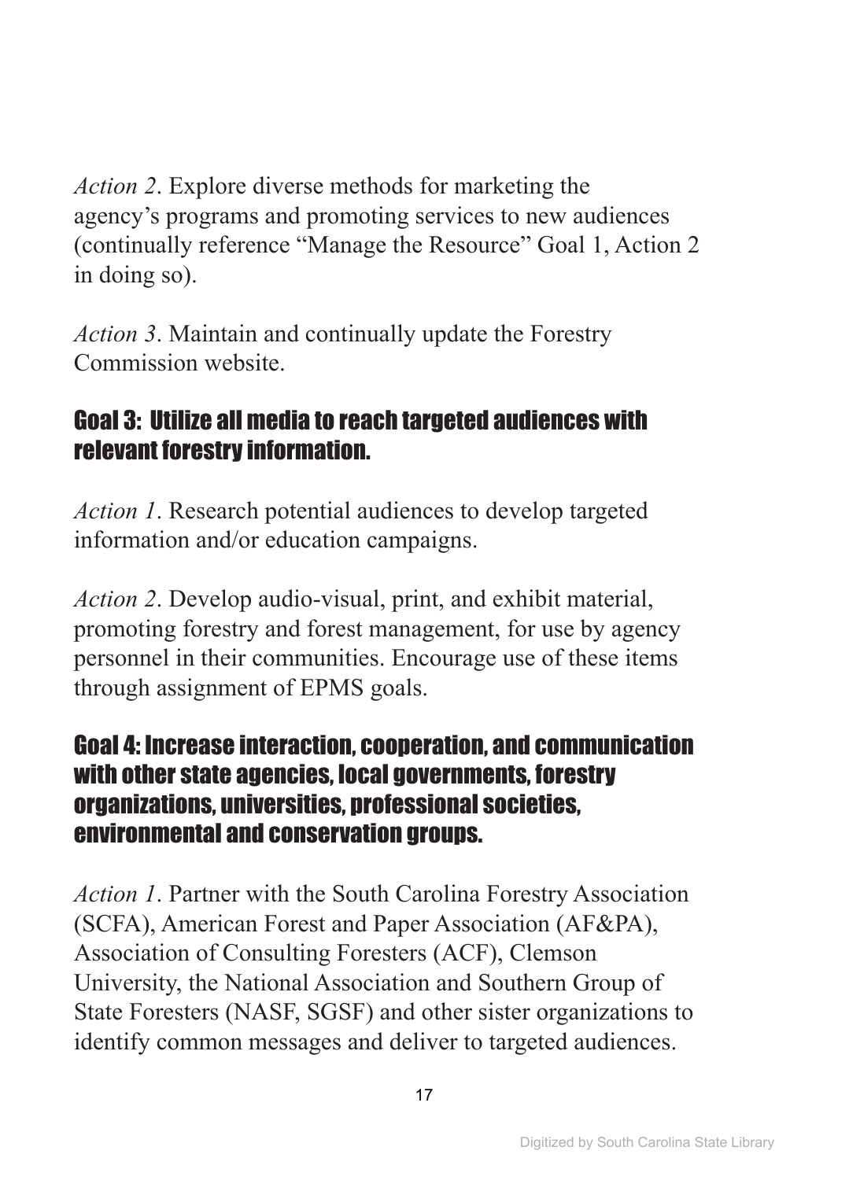*Action 2*. Explore diverse methods for marketing the agency's programs and promoting services to new audiences (continually reference "Manage the Resource" Goal 1, Action 2 in doing so).

*Action 3*. Maintain and continually update the Forestry Commission website.

### Goal 3: Utilize all media to reach targeted audiences with relevant forestry information.

*Action 1*. Research potential audiences to develop targeted information and/or education campaigns.

*Action 2*. Develop audio-visual, print, and exhibit material, promoting forestry and forest management, for use by agency personnel in their communities. Encourage use of these items through assignment of EPMS goals.

### Goal 4: Increase interaction, cooperation, and communication with other state agencies, local governments, forestry organizations, universities, professional societies, environmental and conservation groups.

*Action 1*. Partner with the South Carolina Forestry Association (SCFA), American Forest and Paper Association (AF&PA), Association of Consulting Foresters (ACF), Clemson University, the National Association and Southern Group of State Foresters (NASF, SGSF) and other sister organizations to identify common messages and deliver to targeted audiences.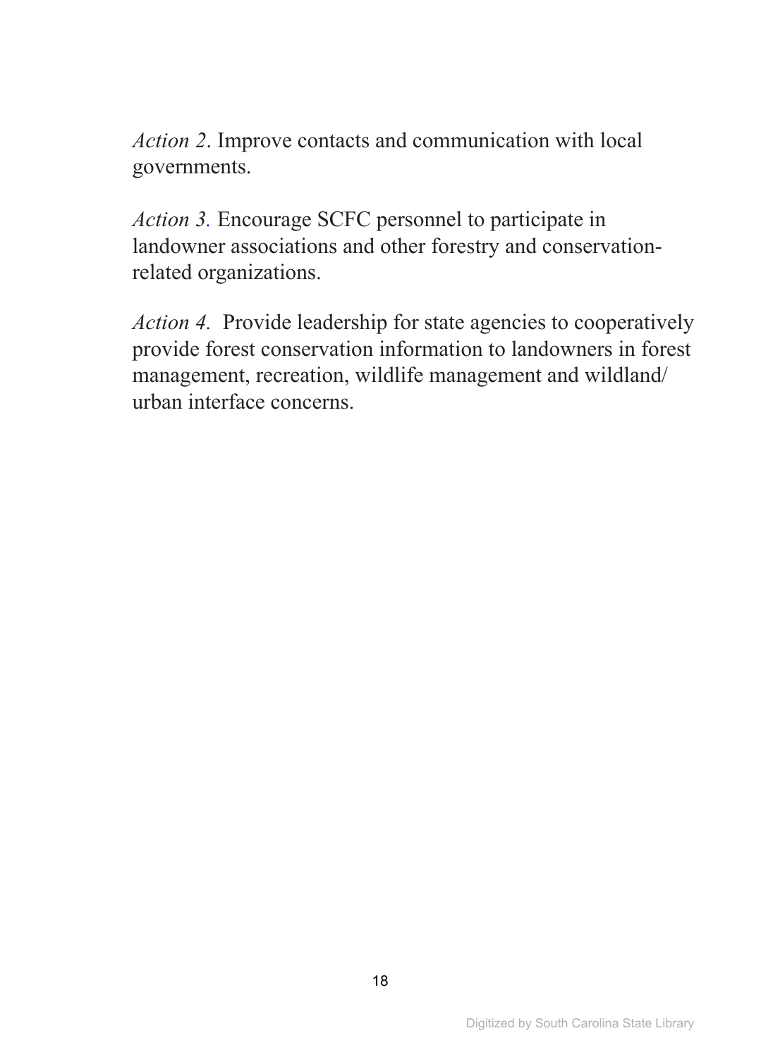*Action 2*. Improve contacts and communication with local governments.

*Action 3.* Encourage SCFC personnel to participate in landowner associations and other forestry and conservation-related organizations.

*Action 4.* Provide leadership for state agencies to cooperatively provide forest conservation information to landowners in forest management, recreation, wildlife management and wildland/urban interface concerns.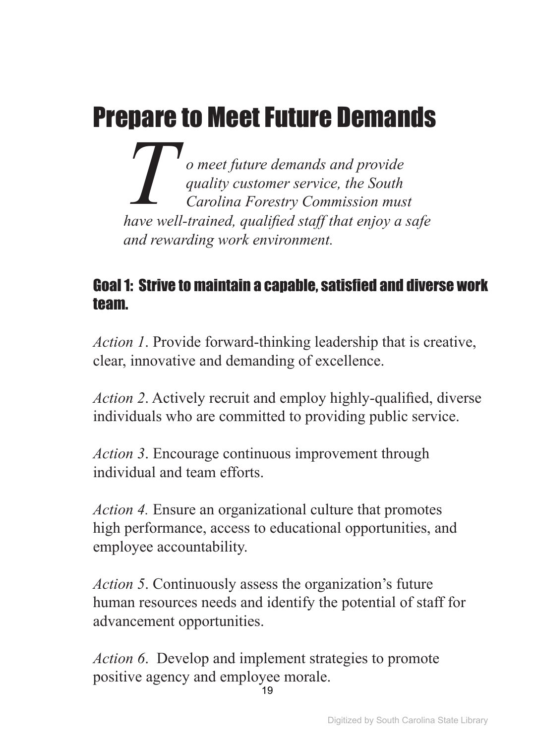# Prepare to Meet Future Demands

*To meet future demands and provide quality customer service, the South Carolina Forestry Commission must have well-trained, qualified staff that enjoy a safe and rewarding work environment.*

## Goal 1: Strive to maintain a capable, satisfied and diverse work team.

*Action 1*. Provide forward-thinking leadership that is creative, clear, innovative and demanding of excellence.

*Action 2*. Actively recruit and employ highly-qualified, diverse individuals who are committed to providing public service.

*Action 3*. Encourage continuous improvement through individual and team efforts.

*Action 4.* Ensure an organizational culture that promotes high performance, access to educational opportunities, and employee accountability.

*Action 5*. Continuously assess the organization's future human resources needs and identify the potential of staff for advancement opportunities.

*Action 6*. Develop and implement strategies to promote positive agency and employee morale.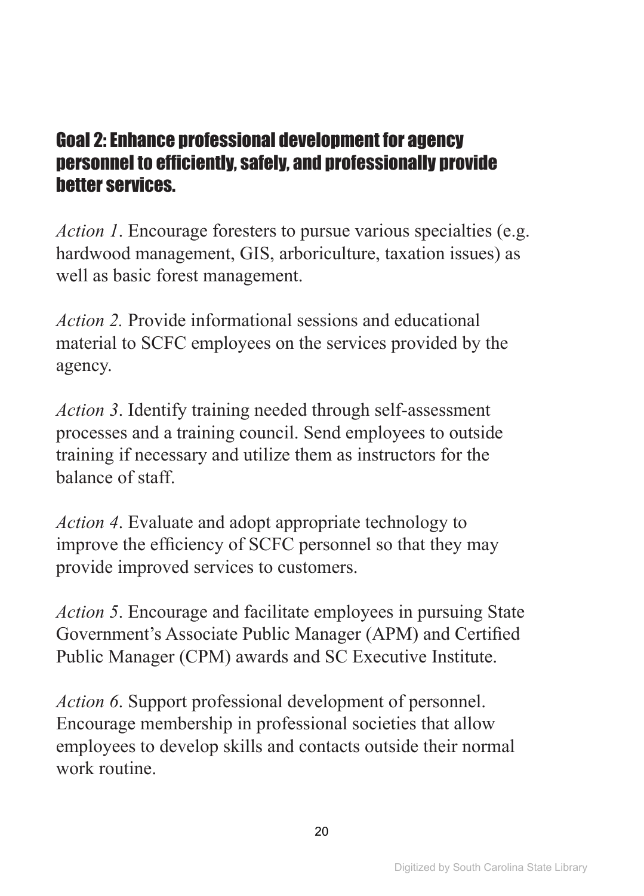## Goal 2: Enhance professional development for agency personnel to efficiently, safely, and professionally provide better services.

*Action 1*. Encourage foresters to pursue various specialties (e.g. hardwood management, GIS, arboriculture, taxation issues) as well as basic forest management.

*Action 2.* Provide informational sessions and educational material to SCFC employees on the services provided by the agency.

*Action 3*. Identify training needed through self-assessment processes and a training council. Send employees to outside training if necessary and utilize them as instructors for the balance of staff.

*Action 4*. Evaluate and adopt appropriate technology to improve the efficiency of SCFC personnel so that they may provide improved services to customers.

*Action 5*. Encourage and facilitate employees in pursuing State Government's Associate Public Manager (APM) and Certified Public Manager (CPM) awards and SC Executive Institute.

*Action 6*. Support professional development of personnel. Encourage membership in professional societies that allow employees to develop skills and contacts outside their normal work routine.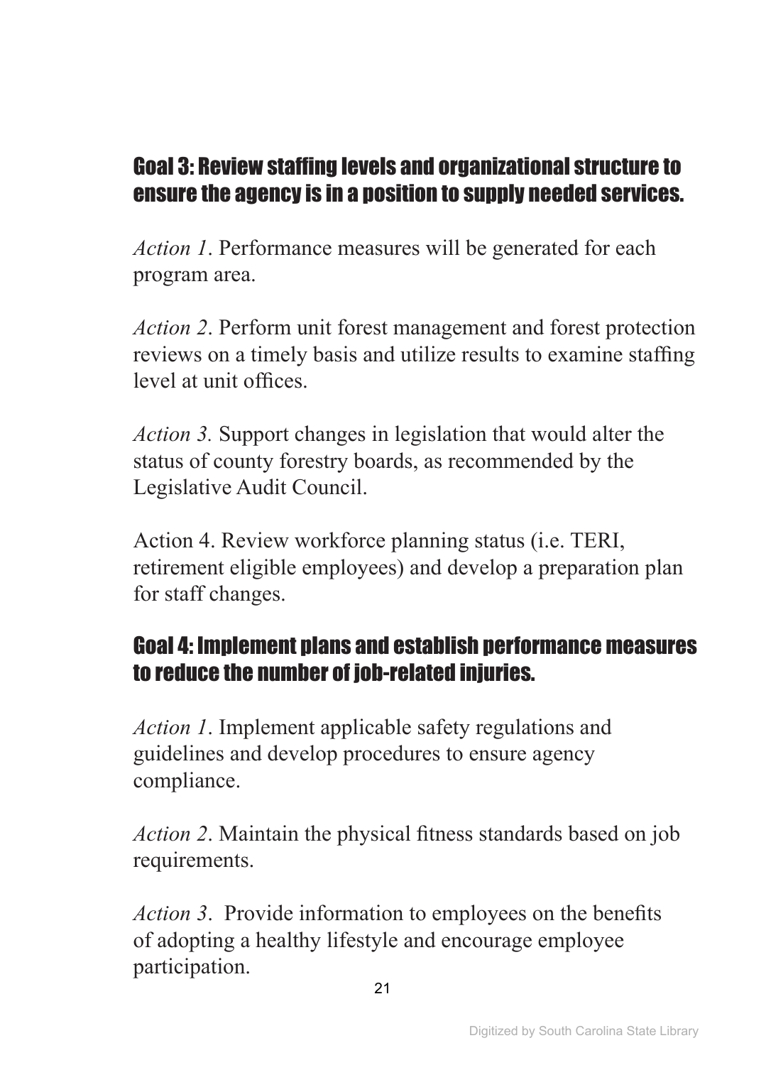## Goal 3: Review staffing levels and organizational structure to ensure the agency is in a position to supply needed services.

*Action 1*. Performance measures will be generated for each program area.

*Action 2*. Perform unit forest management and forest protection reviews on a timely basis and utilize results to examine staffing level at unit offices.

*Action 3.* Support changes in legislation that would alter the status of county forestry boards, as recommended by the Legislative Audit Council.

Action 4. Review workforce planning status (i.e. TERI, retirement eligible employees) and develop a preparation plan for staff changes.

## Goal 4: Implement plans and establish performance measures to reduce the number of job-related injuries.

*Action 1*. Implement applicable safety regulations and guidelines and develop procedures to ensure agency compliance.

*Action 2*. Maintain the physical fitness standards based on job requirements.

*Action 3*. Provide information to employees on the benefits of adopting a healthy lifestyle and encourage employee participation.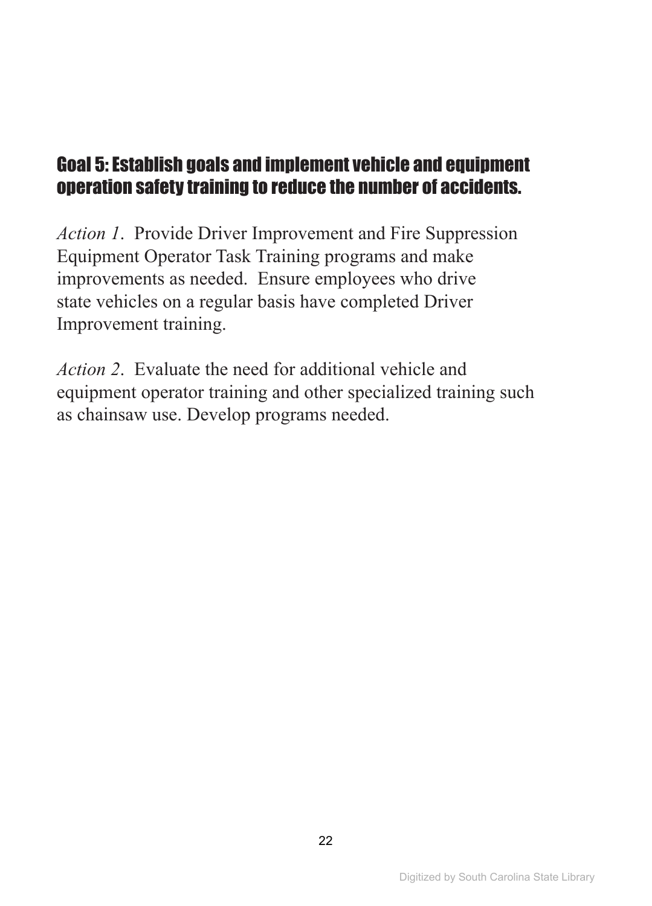## Goal 5: Establish goals and implement vehicle and equipment operation safety training to reduce the number of accidents.

*Action 1*. Provide Driver Improvement and Fire Suppression Equipment Operator Task Training programs and make improvements as needed. Ensure employees who drive state vehicles on a regular basis have completed Driver Improvement training.

*Action 2*. Evaluate the need for additional vehicle and equipment operator training and other specialized training such as chainsaw use. Develop programs needed.